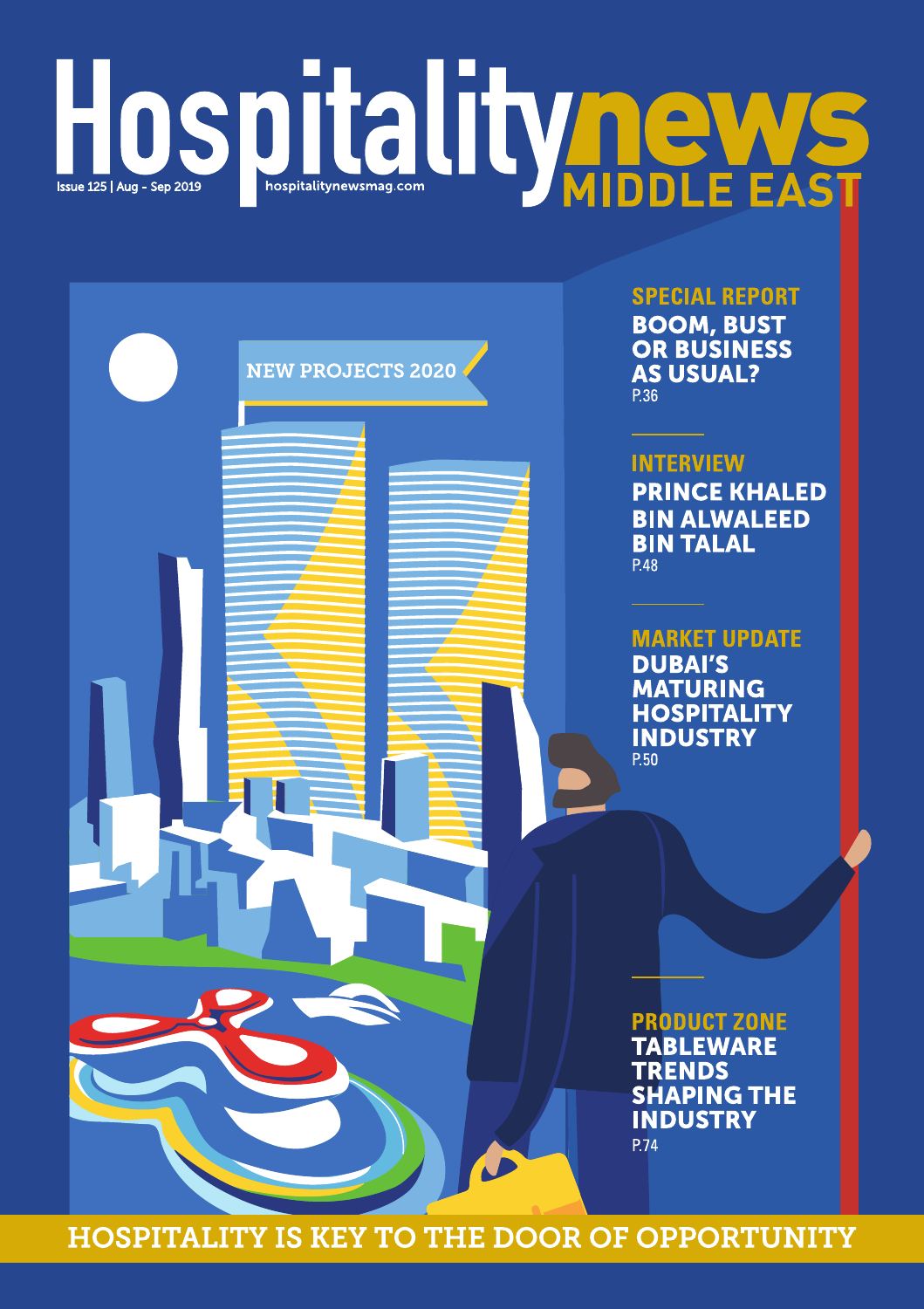# Hospitality news MIDDLE EAST

Issue 125 | Aug - Sep 2019

hospitalitynewsmag.com

NEW PROJECTS 2020

## SPECIAL REPORT
**BOOM, BUST OR BUSINESS AS USUAL?**
P.36

## INTERVIEW
**PRINCE KHALED BIN ALWALEED BIN TALAL**
P.48

## MARKET UPDATE
**DUBAI'S MATURING HOSPITALITY INDUSTRY**
P.50

## PRODUCT ZONE
**TABLEWARE TRENDS SHAPING THE INDUSTRY**
P.74

**HOSPITALITY IS KEY TO THE DOOR OF OPPORTUNITY**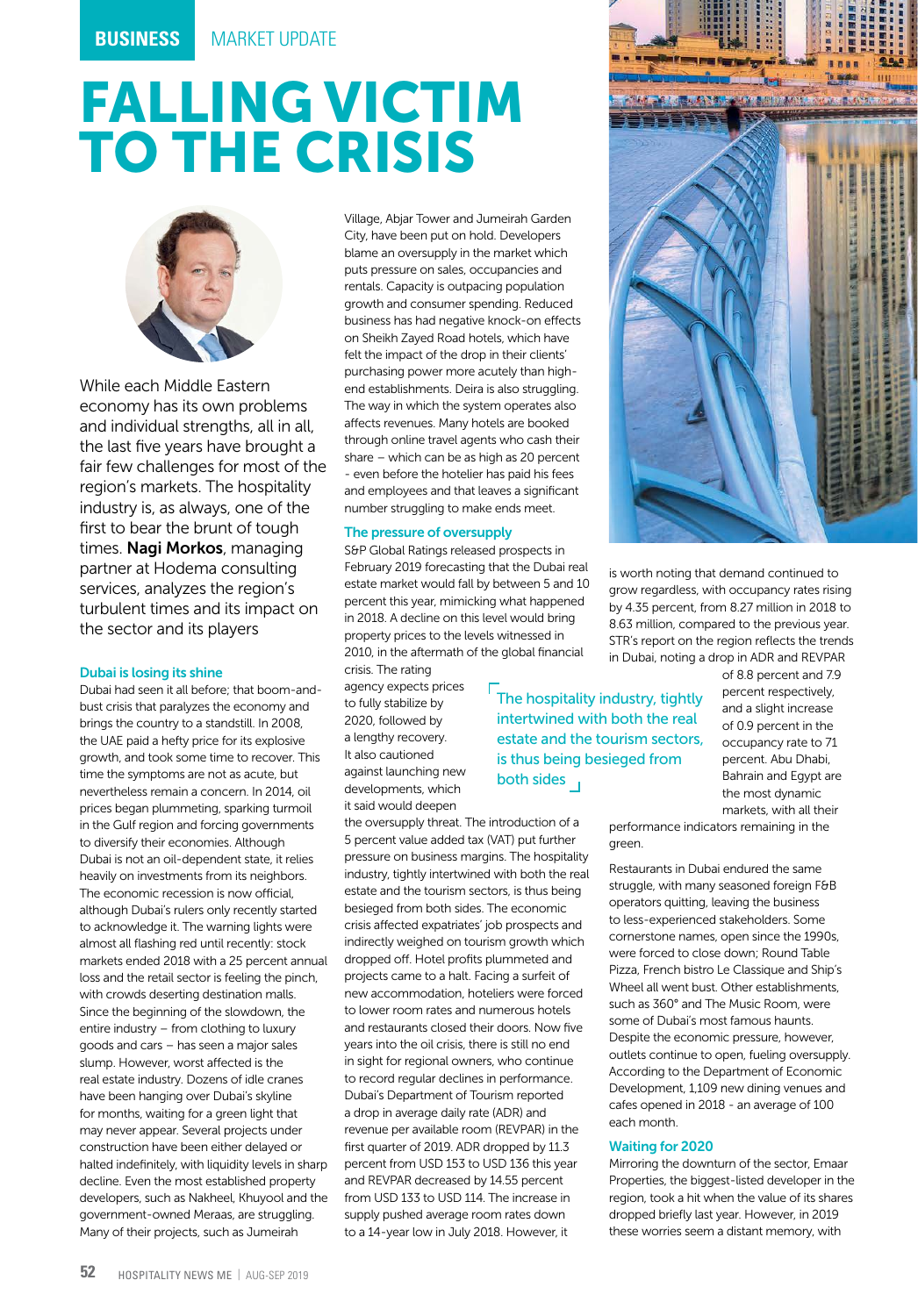BUSINESS MARKET UPDATE

# FALLING VICTIM TO THE CRISIS

While each Middle Eastern economy has its own problems and individual strengths, all in all, the last five years have brought a fair few challenges for most of the region's markets. The hospitality industry is, as always, one of the first to bear the brunt of tough times. **Nagi Morkos**, managing partner at Hodema consulting services, analyzes the region's turbulent times and its impact on the sector and its players

## Dubai is losing its shine

Dubai had seen it all before; that boom-and-bust crisis that paralyzes the economy and brings the country to a standstill. In 2008, the UAE paid a hefty price for its explosive growth, and took some time to recover. This time the symptoms are not as acute, but nevertheless remain a concern. In 2014, oil prices began plummeting, sparking turmoil in the Gulf region and forcing governments to diversify their economies. Although Dubai is not an oil-dependent state, it relies heavily on investments from its neighbors. The economic recession is now official, although Dubai's rulers only recently started to acknowledge it. The warning lights were almost all flashing red until recently: stock markets ended 2018 with a 25 percent annual loss and the retail sector is feeling the pinch, with crowds deserting destination malls. Since the beginning of the slowdown, the entire industry – from clothing to luxury goods and cars – has seen a major sales slump. However, worst affected is the real estate industry. Dozens of idle cranes have been hanging over Dubai's skyline for months, waiting for a green light that may never appear. Several projects under construction have been either delayed or halted indefinitely, with liquidity levels in sharp decline. Even the most established property developers, such as Nakheel, Khuyood and the government-owned Meraas, are struggling. Many of their projects, such as Jumeirah Village, Abjar Tower and Jumeirah Garden City, have been put on hold. Developers blame an oversupply in the market which puts pressure on sales, occupancies and rentals. Capacity is outpacing population growth and consumer spending. Reduced business has had negative knock-on effects on Sheikh Zayed Road hotels, which have felt the impact of the drop in their clients' purchasing power more acutely than high-end establishments. Deira is also struggling. The way in which the system operates also affects revenues. Many hotels are booked through online travel agents who cash their share – which can be as high as 20 percent - even before the hotelier has paid his fees and employees and that leaves a significant number struggling to make ends meet.

## The pressure of oversupply

S&P Global Ratings released prospects in February 2019 forecasting that the Dubai real estate market would fall by between 5 and 10 percent this year, mimicking what happened in 2018. A decline on this level would bring property prices to the levels witnessed in 2010, in the aftermath of the global financial crisis. The rating agency expects prices to fully stabilize by 2020, followed by a lengthy recovery. It also cautioned against launching new developments, which it said would deepen the oversupply threat. The introduction of a 5 percent value added tax (VAT) put further pressure on business margins. The hospitality industry, tightly intertwined with both the real estate and the tourism sectors, is thus being besieged from both sides. The economic crisis affected expatriates' job prospects and indirectly weighed on tourism growth which dropped off. Hotel profits plummeted and projects came to a halt. Facing a surfeit of new accommodation, hoteliers were forced to lower room rates and numerous hotels and restaurants closed their doors. Now five years into the oil crisis, there is still no end in sight for regional owners, who continue to record regional declines in performance. Dubai's Department of Tourism reported a drop in average daily rate (ADR) and revenue per available room (REVPAR) in the first quarter of 2019. ADR dropped by 11.3 percent from USD 153 to USD 136 this year and REVPAR decreased by 14.55 percent from USD 133 to USD 114. The increase in supply pushed average room rates down to a 14-year low in July 2018. However, it is worth noting that demand continued to grow regardless, with occupancy rates rising by 4.35 percent, from 8.27 million in 2018 to 8.63 million, compared to the previous year. STR's report on the region reflects the trends in Dubai, noting a drop in ADR and REVPAR of 8.8 percent and 7.9 percent respectively, and a slight increase of 0.9 percent in the occupancy rate to 71 percent. Abu Dhabi, Bahrain and Egypt are the most dynamic markets, with all their performance indicators remaining in the green.

> The hospitality industry, tightly intertwined with both the real estate and the tourism sectors, is thus being besieged from both sides

Restaurants in Dubai endured the same struggle, with many seasoned foreign F&B operators quitting, leaving the business to less-experienced stakeholders. Some cornerstone names, open since the 1990s, were forced to close down; Round Table Pizza, French bistro Le Classique and Ship's Wheel all went bust. Other establishments, such as 360° and The Music Room, were some of Dubai's most famous haunts. Despite the economic pressure, however, outlets continue to open, fueling oversupply. According to the Department of Economic Development, 1,109 new dining venues and cafes opened in 2018 - an average of 100 each month.

## Waiting for 2020

Mirroring the downturn of the sector, Emaar Properties, the biggest-listed developer in the region, took a hit when the value of its shares dropped briefly last year. However, in 2019 these worries seem a distant memory, with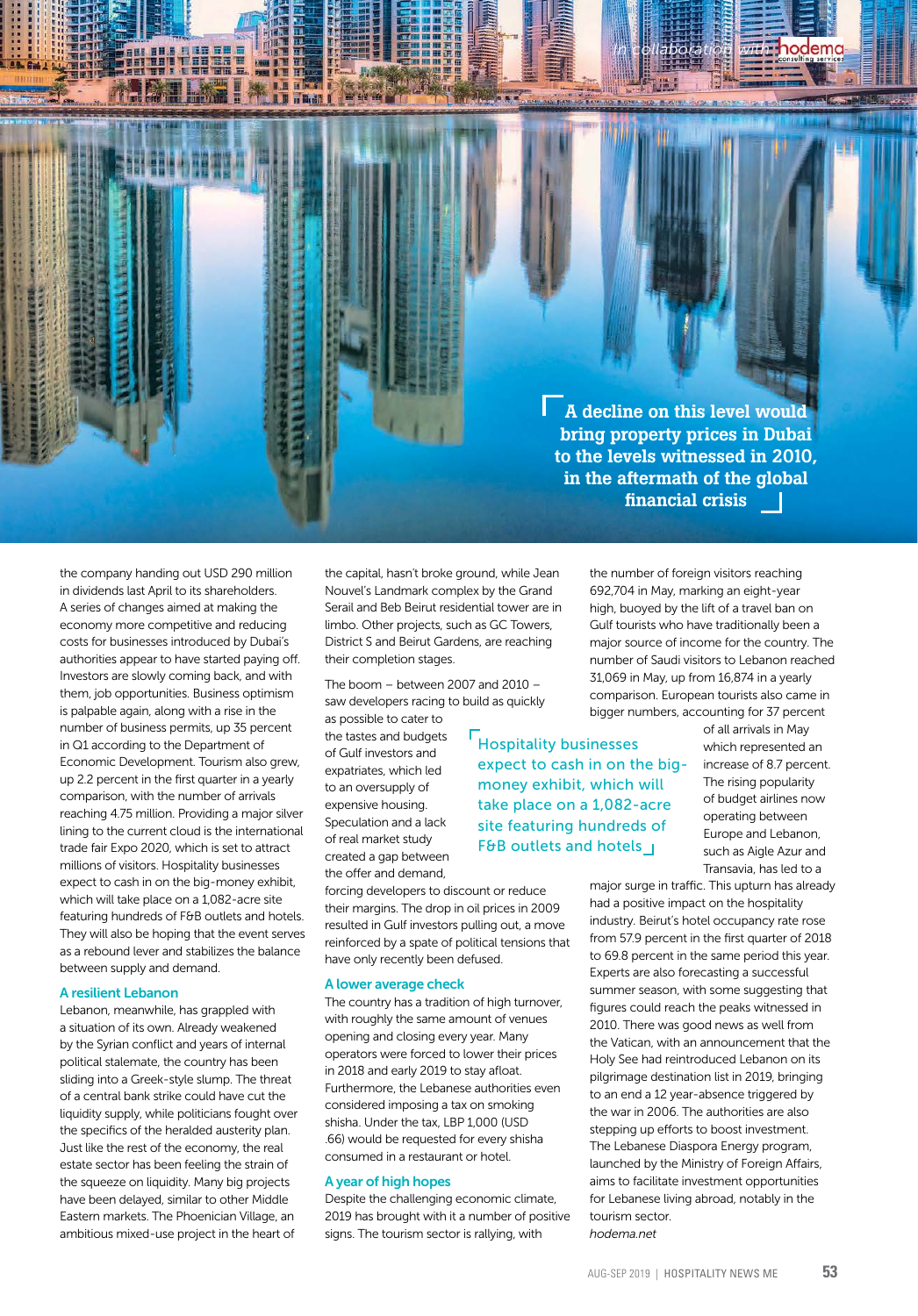In collaboration with hodema consulting services

> A decline on this level would bring property prices in Dubai to the levels witnessed in 2010, in the aftermath of the global financial crisis

the company handing out USD 290 million in dividends last April to its shareholders. A series of changes aimed at making the economy more competitive and reducing costs for businesses introduced by Dubai's authorities appear to have started paying off. Investors are slowly coming back, and with them, job opportunities. Business optimism is palpable again, along with a rise in the number of business permits, up 35 percent in Q1 according to the Department of Economic Development. Tourism also grew, up 2.2 percent in the first quarter in a yearly comparison, with the number of arrivals reaching 4.75 million. Providing a major silver lining to the current cloud is the international trade fair Expo 2020, which is set to attract millions of visitors. Hospitality businesses expect to cash in on the big-money exhibit, which will take place on a 1,082-acre site featuring hundreds of F&B outlets and hotels. They will also be hoping that the event serves as a rebound lever and stabilizes the balance between supply and demand.

### A resilient Lebanon

Lebanon, meanwhile, has grappled with a situation of its own. Already weakened by the Syrian conflict and years of internal political stalemate, the country has been sliding into a Greek-style slump. The threat of a central bank strike could have cut the liquidity supply, while politicians fought over the specifics of the heralded austerity plan. Just like the rest of the economy, the real estate sector has been feeling the strain of the squeeze on liquidity. Many big projects have been delayed, similar to other Middle Eastern markets. The Phoenician Village, an ambitious mixed-use project in the heart of the capital, hasn't broke ground, while Jean Nouvel's Landmark complex by the Grand Serail and Beb Beirut residential tower are in limbo. Other projects, such as GC Towers, District S and Beirut Gardens, are reaching their completion stages.

The boom – between 2007 and 2010 – saw developers racing to build as quickly as possible to cater to the tastes and budgets of Gulf investors and expatriates, which led to an oversupply of expensive housing. Speculation and a lack of real market study created a gap between the offer and demand, forcing developers to discount or reduce their margins. The drop in oil prices in 2009 resulted in Gulf investors pulling out, a move reinforced by a spate of political tensions that have only recently been defused.

> Hospitality businesses expect to cash in on the big-money exhibit, which will take place on a 1,082-acre site featuring hundreds of F&B outlets and hotels

### A lower average check

The country has a tradition of high turnover, with roughly the same amount of venues opening and closing every year. Many operators were forced to lower their prices in 2018 and early 2019 to stay afloat. Furthermore, the Lebanese authorities even considered imposing a tax on smoking shisha. Under the tax, LBP 1,000 (USD .66) would be requested for every shisha consumed in a restaurant or hotel.

### A year of high hopes

Despite the challenging economic climate, 2019 has brought with it a number of positive signs. The tourism sector is rallying, with the number of foreign visitors reaching 692,704 in May, marking an eight-year high, buoyed by the lift of a travel ban on Gulf tourists who have traditionally been a major source of income for the country. The number of Saudi visitors to Lebanon reached 31,069 in May, up from 16,874 in a yearly comparison. European tourists also came in bigger numbers, accounting for 37 percent of all arrivals in May which represented an increase of 8.7 percent. The rising popularity of budget airlines now operating between Europe and Lebanon, such as Aigle Azur and Transavia, has led to a major surge in traffic. This upturn has already had a positive impact on the hospitality industry. Beirut's hotel occupancy rate rose from 57.9 percent in the first quarter of 2018 to 69.8 percent in the same period this year. Experts are also forecasting a successful summer season, with some suggesting that figures could reach the peaks witnessed in 2010. There was good news as well from the Vatican, with an announcement that the Holy See had reintroduced Lebanon on its pilgrimage destination list in 2019, bringing to an end a 12 year-absence triggered by the war in 2006. The authorities are also stepping up efforts to boost investment. The Lebanese Diaspora Energy program, launched by the Ministry of Foreign Affairs, aims to facilitate investment opportunities for Lebanese living abroad, notably in the tourism sector.

*hodema.net*